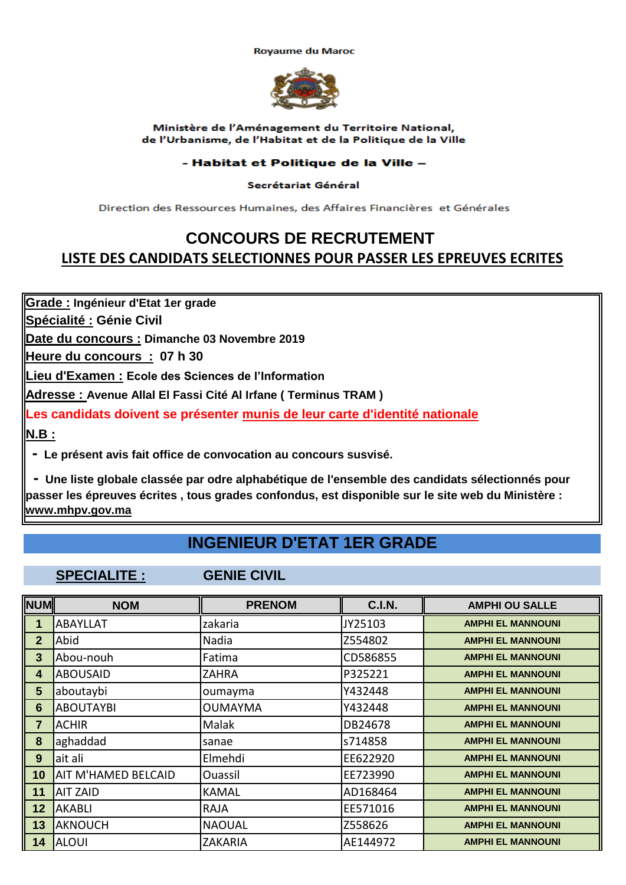Royaume du Maroc

Ministère de l'Aménagement du Territoire National,
de l'Urbanisme, de l'Habitat et de la Politique de la Ville

**- Habitat et Politique de la Ville –**

**Secrétariat Général**

Direction des Ressources Humaines, des Affaires Financières et Générales

# CONCOURS DE RECRUTEMENT

## LISTE DES CANDIDATS SELECTIONNES POUR PASSER LES EPREUVES ECRITES

**Grade :** **Ingénieur d'Etat 1er grade**

**Spécialité :** **Génie Civil**

**Date du concours :** **Dimanche 03 Novembre 2019**

**Heure du concours :** **07 h 30**

**Lieu d'Examen :** **Ecole des Sciences de l'Information**

**Adresse :** **Avenue Allal El Fassi Cité Al Irfane ( Terminus TRAM )**

**Les candidats doivent se présenter munis de leur carte d'identité nationale**

**N.B :**

- **Le présent avis fait office de convocation au concours susvisé.**
- **Une liste globale classée par odre alphabétique de l'ensemble des candidats sélectionnés pour passer les épreuves écrites , tous grades confondus, est disponible sur le site web du Ministère : www.mhpv.gov.ma**

## INGENIEUR D'ETAT 1ER GRADE

### SPECIALITE : GENIE CIVIL

| NUM | NOM | PRENOM | C.I.N. | AMPHI OU SALLE |
|---|---|---|---|---|
| 1 | ABAYLLAT | zakaria | JY25103 | AMPHI EL MANNOUNI |
| 2 | Abid | Nadia | Z554802 | AMPHI EL MANNOUNI |
| 3 | Abou-nouh | Fatima | CD586855 | AMPHI EL MANNOUNI |
| 4 | ABOUSAID | ZAHRA | P325221 | AMPHI EL MANNOUNI |
| 5 | aboutaybi | oumayma | Y432448 | AMPHI EL MANNOUNI |
| 6 | ABOUTAYBI | OUMAYMA | Y432448 | AMPHI EL MANNOUNI |
| 7 | ACHIR | Malak | DB24678 | AMPHI EL MANNOUNI |
| 8 | aghaddad | sanae | s714858 | AMPHI EL MANNOUNI |
| 9 | ait ali | Elmehdi | EE622920 | AMPHI EL MANNOUNI |
| 10 | AIT M'HAMED BELCAID | Ouassil | EE723990 | AMPHI EL MANNOUNI |
| 11 | AIT ZAID | KAMAL | AD168464 | AMPHI EL MANNOUNI |
| 12 | AKABLI | RAJA | EE571016 | AMPHI EL MANNOUNI |
| 13 | AKNOUCH | NAOUAL | Z558626 | AMPHI EL MANNOUNI |
| 14 | ALOUI | ZAKARIA | AE144972 | AMPHI EL MANNOUNI |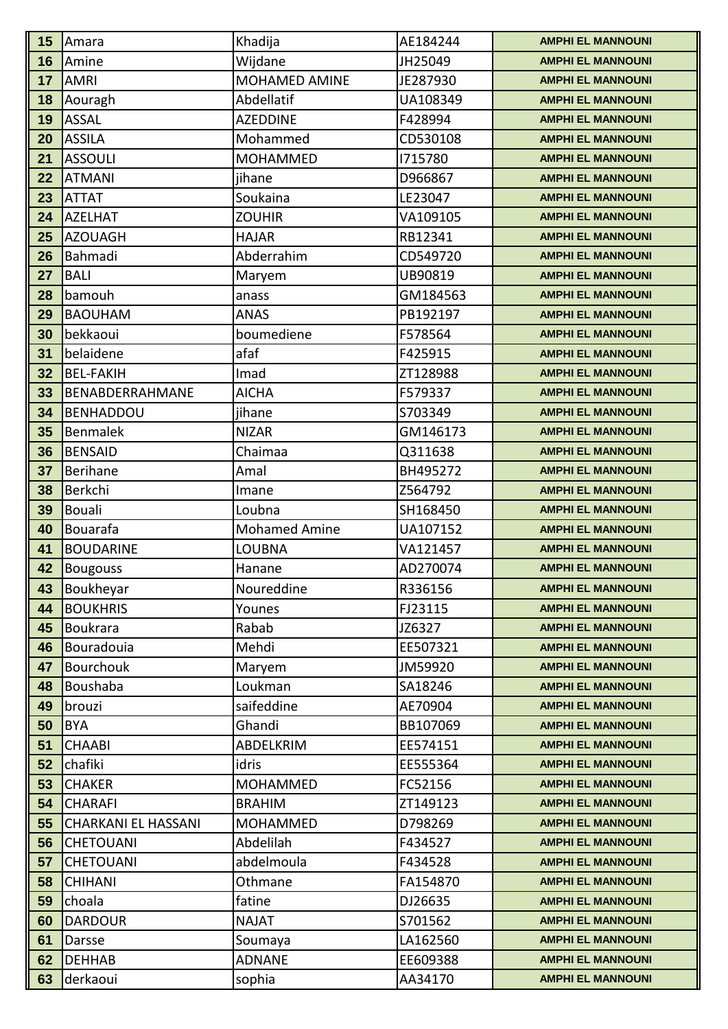| 15 | Amara | Khadija | AE184244 | AMPHI EL MANNOUNI |
|---|---|---|---|---|
| 16 | Amine | Wijdane | JH25049 | AMPHI EL MANNOUNI |
| 17 | AMRI | MOHAMED AMINE | JE287930 | AMPHI EL MANNOUNI |
| 18 | Aouragh | Abdellatif | UA108349 | AMPHI EL MANNOUNI |
| 19 | ASSAL | AZEDDINE | F428994 | AMPHI EL MANNOUNI |
| 20 | ASSILA | Mohammed | CD530108 | AMPHI EL MANNOUNI |
| 21 | ASSOULI | MOHAMMED | I715780 | AMPHI EL MANNOUNI |
| 22 | ATMANI | jihane | D966867 | AMPHI EL MANNOUNI |
| 23 | ATTAT | Soukaina | LE23047 | AMPHI EL MANNOUNI |
| 24 | AZELHAT | ZOUHIR | VA109105 | AMPHI EL MANNOUNI |
| 25 | AZOUAGH | HAJAR | RB12341 | AMPHI EL MANNOUNI |
| 26 | Bahmadi | Abderrahim | CD549720 | AMPHI EL MANNOUNI |
| 27 | BALI | Maryem | UB90819 | AMPHI EL MANNOUNI |
| 28 | bamouh | anass | GM184563 | AMPHI EL MANNOUNI |
| 29 | BAOUHAM | ANAS | PB192197 | AMPHI EL MANNOUNI |
| 30 | bekkaoui | boumediene | F578564 | AMPHI EL MANNOUNI |
| 31 | belaidene | afaf | F425915 | AMPHI EL MANNOUNI |
| 32 | BEL-FAKIH | Imad | ZT128988 | AMPHI EL MANNOUNI |
| 33 | BENABDERRAHMANE | AICHA | F579337 | AMPHI EL MANNOUNI |
| 34 | BENHADDOU | jihane | S703349 | AMPHI EL MANNOUNI |
| 35 | Benmalek | NIZAR | GM146173 | AMPHI EL MANNOUNI |
| 36 | BENSAID | Chaimaa | Q311638 | AMPHI EL MANNOUNI |
| 37 | Berihane | Amal | BH495272 | AMPHI EL MANNOUNI |
| 38 | Berkchi | Imane | Z564792 | AMPHI EL MANNOUNI |
| 39 | Bouali | Loubna | SH168450 | AMPHI EL MANNOUNI |
| 40 | Bouarafa | Mohamed Amine | UA107152 | AMPHI EL MANNOUNI |
| 41 | BOUDARINE | LOUBNA | VA121457 | AMPHI EL MANNOUNI |
| 42 | Bougouss | Hanane | AD270074 | AMPHI EL MANNOUNI |
| 43 | Boukheyar | Noureddine | R336156 | AMPHI EL MANNOUNI |
| 44 | BOUKHRIS | Younes | FJ23115 | AMPHI EL MANNOUNI |
| 45 | Boukrara | Rabab | JZ6327 | AMPHI EL MANNOUNI |
| 46 | Bouradouia | Mehdi | EE507321 | AMPHI EL MANNOUNI |
| 47 | Bourchouk | Maryem | JM59920 | AMPHI EL MANNOUNI |
| 48 | Boushaba | Loukman | SA18246 | AMPHI EL MANNOUNI |
| 49 | brouzi | saifeddine | AE70904 | AMPHI EL MANNOUNI |
| 50 | BYA | Ghandi | BB107069 | AMPHI EL MANNOUNI |
| 51 | CHAABI | ABDELKRIM | EE574151 | AMPHI EL MANNOUNI |
| 52 | chafiki | idris | EE555364 | AMPHI EL MANNOUNI |
| 53 | CHAKER | MOHAMMED | FC52156 | AMPHI EL MANNOUNI |
| 54 | CHARAFI | BRAHIM | ZT149123 | AMPHI EL MANNOUNI |
| 55 | CHARKANI EL HASSANI | MOHAMMED | D798269 | AMPHI EL MANNOUNI |
| 56 | CHETOUANI | Abdelilah | F434527 | AMPHI EL MANNOUNI |
| 57 | CHETOUANI | abdelmoula | F434528 | AMPHI EL MANNOUNI |
| 58 | CHIHANI | Othmane | FA154870 | AMPHI EL MANNOUNI |
| 59 | choala | fatine | DJ26635 | AMPHI EL MANNOUNI |
| 60 | DARDOUR | NAJAT | S701562 | AMPHI EL MANNOUNI |
| 61 | Darsse | Soumaya | LA162560 | AMPHI EL MANNOUNI |
| 62 | DEHHAB | ADNANE | EE609388 | AMPHI EL MANNOUNI |
| 63 | derkaoui | sophia | AA34170 | AMPHI EL MANNOUNI |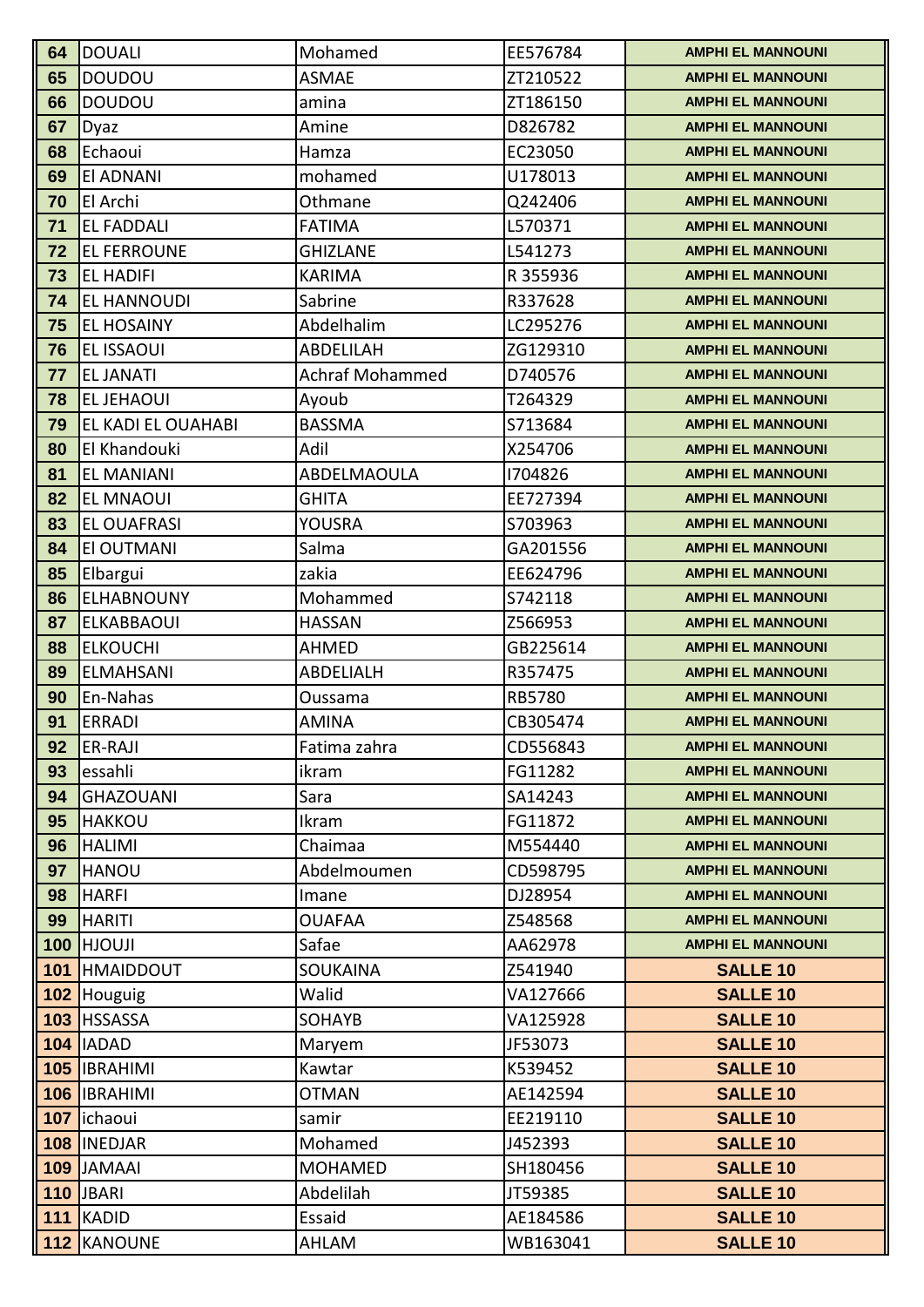| | | | | |
|---|---|---|---|---|
| 64 | DOUALI | Mohamed | EE576784 | AMPHI EL MANNOUNI |
| 65 | DOUDOU | ASMAE | ZT210522 | AMPHI EL MANNOUNI |
| 66 | DOUDOU | amina | ZT186150 | AMPHI EL MANNOUNI |
| 67 | Dyaz | Amine | D826782 | AMPHI EL MANNOUNI |
| 68 | Echaoui | Hamza | EC23050 | AMPHI EL MANNOUNI |
| 69 | El ADNANI | mohamed | U178013 | AMPHI EL MANNOUNI |
| 70 | El Archi | Othmane | Q242406 | AMPHI EL MANNOUNI |
| 71 | EL FADDALI | FATIMA | L570371 | AMPHI EL MANNOUNI |
| 72 | EL FERROUNE | GHIZLANE | L541273 | AMPHI EL MANNOUNI |
| 73 | EL HADIFI | KARIMA | R 355936 | AMPHI EL MANNOUNI |
| 74 | EL HANNOUDI | Sabrine | R337628 | AMPHI EL MANNOUNI |
| 75 | EL HOSAINY | Abdelhalim | LC295276 | AMPHI EL MANNOUNI |
| 76 | EL ISSAOUI | ABDELILAH | ZG129310 | AMPHI EL MANNOUNI |
| 77 | EL JANATI | Achraf Mohammed | D740576 | AMPHI EL MANNOUNI |
| 78 | EL JEHAOUI | Ayoub | T264329 | AMPHI EL MANNOUNI |
| 79 | EL KADI EL OUAHABI | BASSMA | S713684 | AMPHI EL MANNOUNI |
| 80 | El Khandouki | Adil | X254706 | AMPHI EL MANNOUNI |
| 81 | EL MANIANI | ABDELMAOULA | I704826 | AMPHI EL MANNOUNI |
| 82 | EL MNAOUI | GHITA | EE727394 | AMPHI EL MANNOUNI |
| 83 | EL OUAFRASI | YOUSRA | S703963 | AMPHI EL MANNOUNI |
| 84 | El OUTMANI | Salma | GA201556 | AMPHI EL MANNOUNI |
| 85 | Elbargui | zakia | EE624796 | AMPHI EL MANNOUNI |
| 86 | ELHABNOUNY | Mohammed | S742118 | AMPHI EL MANNOUNI |
| 87 | ELKABBAOUI | HASSAN | Z566953 | AMPHI EL MANNOUNI |
| 88 | ELKOUCHI | AHMED | GB225614 | AMPHI EL MANNOUNI |
| 89 | ELMAHSANI | ABDELIALH | R357475 | AMPHI EL MANNOUNI |
| 90 | En-Nahas | Oussama | RB5780 | AMPHI EL MANNOUNI |
| 91 | ERRADI | AMINA | CB305474 | AMPHI EL MANNOUNI |
| 92 | ER-RAJI | Fatima zahra | CD556843 | AMPHI EL MANNOUNI |
| 93 | essahli | ikram | FG11282 | AMPHI EL MANNOUNI |
| 94 | GHAZOUANI | Sara | SA14243 | AMPHI EL MANNOUNI |
| 95 | HAKKOU | Ikram | FG11872 | AMPHI EL MANNOUNI |
| 96 | HALIMI | Chaimaa | M554440 | AMPHI EL MANNOUNI |
| 97 | HANOU | Abdelmoumen | CD598795 | AMPHI EL MANNOUNI |
| 98 | HARFI | Imane | DJ28954 | AMPHI EL MANNOUNI |
| 99 | HARITI | OUAFAA | Z548568 | AMPHI EL MANNOUNI |
| 100 | HJOUJI | Safae | AA62978 | AMPHI EL MANNOUNI |
| 101 | HMAIDDOUT | SOUKAINA | Z541940 | SALLE 10 |
| 102 | Houguig | Walid | VA127666 | SALLE 10 |
| 103 | HSSASSA | SOHAYB | VA125928 | SALLE 10 |
| 104 | IADAD | Maryem | JF53073 | SALLE 10 |
| 105 | IBRAHIMI | Kawtar | K539452 | SALLE 10 |
| 106 | IBRAHIMI | OTMAN | AE142594 | SALLE 10 |
| 107 | ichaoui | samir | EE219110 | SALLE 10 |
| 108 | INEDJAR | Mohamed | J452393 | SALLE 10 |
| 109 | JAMAAI | MOHAMED | SH180456 | SALLE 10 |
| 110 | JBARI | Abdelilah | JT59385 | SALLE 10 |
| 111 | KADID | Essaid | AE184586 | SALLE 10 |
| 112 | KANOUNE | AHLAM | WB163041 | SALLE 10 |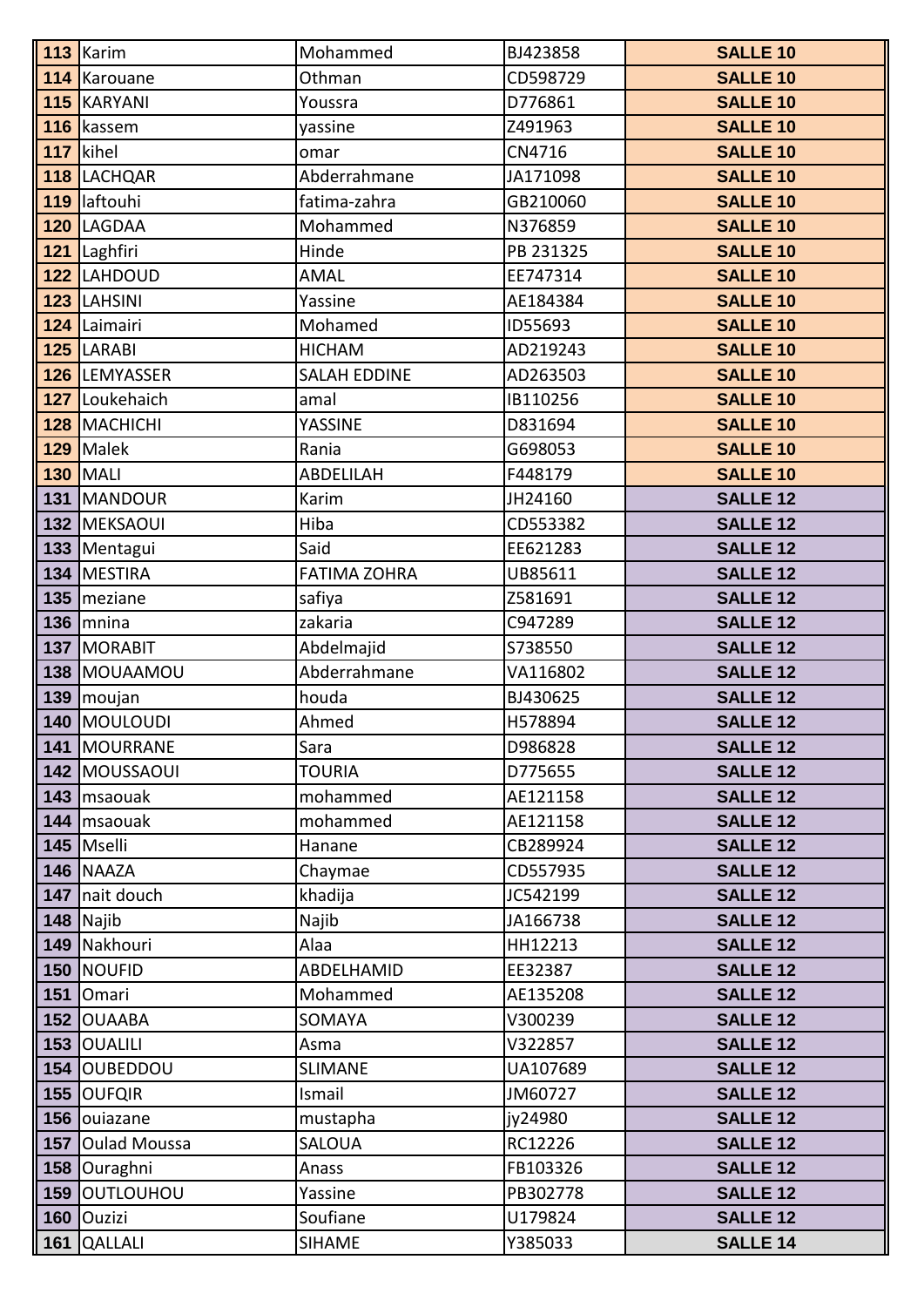| | | | | |
|---|---|---|---|---|
| 113 | Karim | Mohammed | BJ423858 | SALLE 10 |
| 114 | Karouane | Othman | CD598729 | SALLE 10 |
| 115 | KARYANI | Youssra | D776861 | SALLE 10 |
| 116 | kassem | yassine | Z491963 | SALLE 10 |
| 117 | kihel | omar | CN4716 | SALLE 10 |
| 118 | LACHQAR | Abderrahmane | JA171098 | SALLE 10 |
| 119 | laftouhi | fatima-zahra | GB210060 | SALLE 10 |
| 120 | LAGDAA | Mohammed | N376859 | SALLE 10 |
| 121 | Laghfiri | Hinde | PB 231325 | SALLE 10 |
| 122 | LAHDOUD | AMAL | EE747314 | SALLE 10 |
| 123 | LAHSINI | Yassine | AE184384 | SALLE 10 |
| 124 | Laimairi | Mohamed | ID55693 | SALLE 10 |
| 125 | LARABI | HICHAM | AD219243 | SALLE 10 |
| 126 | LEMYASSER | SALAH EDDINE | AD263503 | SALLE 10 |
| 127 | Loukehaich | amal | IB110256 | SALLE 10 |
| 128 | MACHICHI | YASSINE | D831694 | SALLE 10 |
| 129 | Malek | Rania | G698053 | SALLE 10 |
| 130 | MALI | ABDELILAH | F448179 | SALLE 10 |
| 131 | MANDOUR | Karim | JH24160 | SALLE 12 |
| 132 | MEKSAOUI | Hiba | CD553382 | SALLE 12 |
| 133 | Mentagui | Said | EE621283 | SALLE 12 |
| 134 | MESTIRA | FATIMA ZOHRA | UB85611 | SALLE 12 |
| 135 | meziane | safiya | Z581691 | SALLE 12 |
| 136 | mnina | zakaria | C947289 | SALLE 12 |
| 137 | MORABIT | Abdelmajid | S738550 | SALLE 12 |
| 138 | MOUAAMOU | Abderrahmane | VA116802 | SALLE 12 |
| 139 | moujan | houda | BJ430625 | SALLE 12 |
| 140 | MOULOUDI | Ahmed | H578894 | SALLE 12 |
| 141 | MOURRANE | Sara | D986828 | SALLE 12 |
| 142 | MOUSSAOUI | TOURIA | D775655 | SALLE 12 |
| 143 | msaouak | mohammed | AE121158 | SALLE 12 |
| 144 | msaouak | mohammed | AE121158 | SALLE 12 |
| 145 | Mselli | Hanane | CB289924 | SALLE 12 |
| 146 | NAAZA | Chaymae | CD557935 | SALLE 12 |
| 147 | nait douch | khadija | JC542199 | SALLE 12 |
| 148 | Najib | Najib | JA166738 | SALLE 12 |
| 149 | Nakhouri | Alaa | HH12213 | SALLE 12 |
| 150 | NOUFID | ABDELHAMID | EE32387 | SALLE 12 |
| 151 | Omari | Mohammed | AE135208 | SALLE 12 |
| 152 | OUAABA | SOMAYA | V300239 | SALLE 12 |
| 153 | OUALILI | Asma | V322857 | SALLE 12 |
| 154 | OUBEDDOU | SLIMANE | UA107689 | SALLE 12 |
| 155 | OUFQIR | Ismail | JM60727 | SALLE 12 |
| 156 | ouiazane | mustapha | jy24980 | SALLE 12 |
| 157 | Oulad Moussa | SALOUA | RC12226 | SALLE 12 |
| 158 | Ouraghni | Anass | FB103326 | SALLE 12 |
| 159 | OUTLOUHOU | Yassine | PB302778 | SALLE 12 |
| 160 | Ouzizi | Soufiane | U179824 | SALLE 12 |
| 161 | QALLALI | SIHAME | Y385033 | SALLE 14 |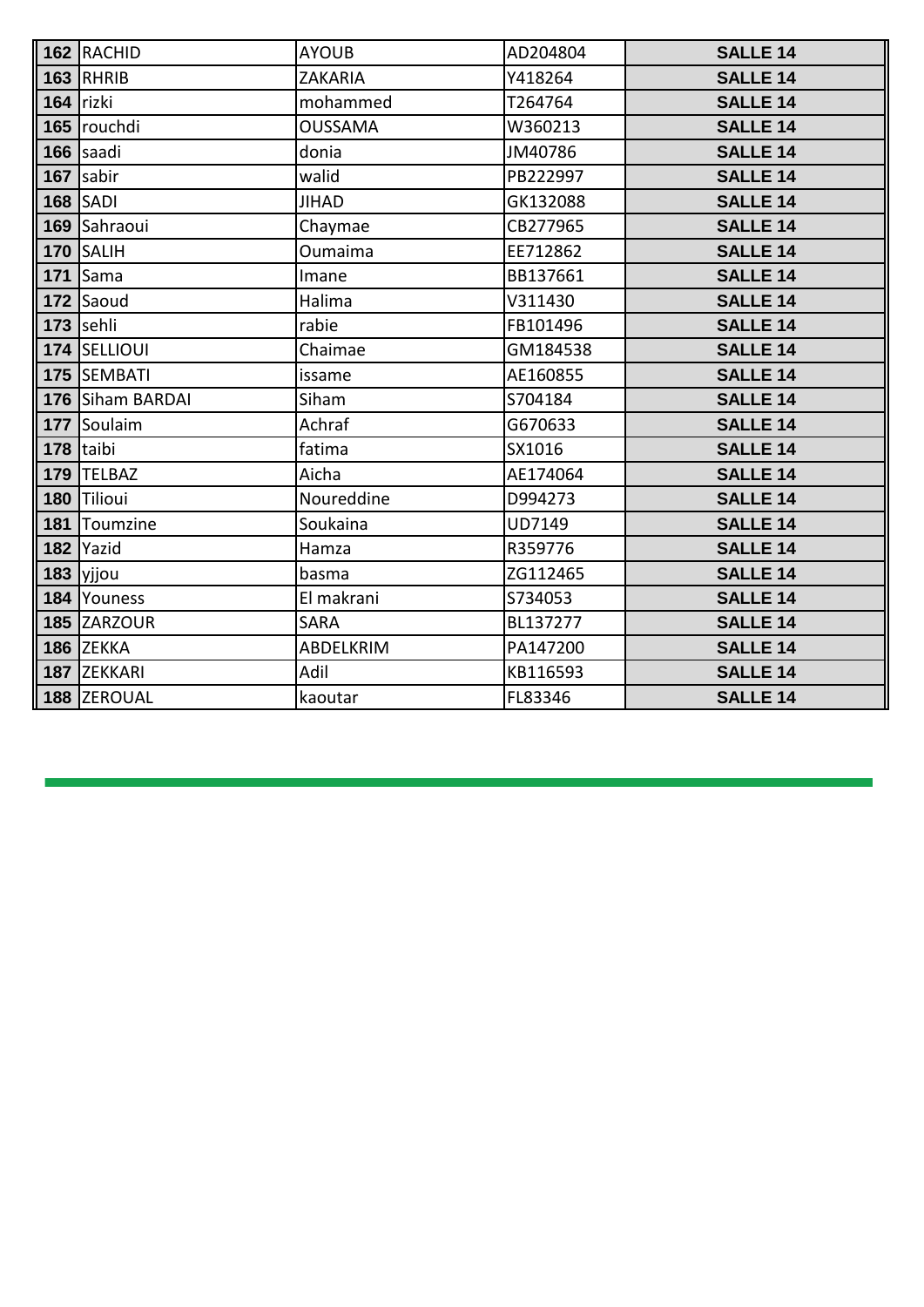| | | | | |
|---|---|---|---|---|
| **162** | RACHID | AYOUB | AD204804 | **SALLE 14** |
| **163** | RHRIB | ZAKARIA | Y418264 | **SALLE 14** |
| **164** | rizki | mohammed | T264764 | **SALLE 14** |
| **165** | rouchdi | OUSSAMA | W360213 | **SALLE 14** |
| **166** | saadi | donia | JM40786 | **SALLE 14** |
| **167** | sabir | walid | PB222997 | **SALLE 14** |
| **168** | SADI | JIHAD | GK132088 | **SALLE 14** |
| **169** | Sahraoui | Chaymae | CB277965 | **SALLE 14** |
| **170** | SALIH | Oumaima | EE712862 | **SALLE 14** |
| **171** | Sama | Imane | BB137661 | **SALLE 14** |
| **172** | Saoud | Halima | V311430 | **SALLE 14** |
| **173** | sehli | rabie | FB101496 | **SALLE 14** |
| **174** | SELLIOUI | Chaimae | GM184538 | **SALLE 14** |
| **175** | SEMBATI | issame | AE160855 | **SALLE 14** |
| **176** | Siham BARDAI | Siham | S704184 | **SALLE 14** |
| **177** | Soulaim | Achraf | G670633 | **SALLE 14** |
| **178** | taibi | fatima | SX1016 | **SALLE 14** |
| **179** | TELBAZ | Aicha | AE174064 | **SALLE 14** |
| **180** | Tilioui | Noureddine | D994273 | **SALLE 14** |
| **181** | Toumzine | Soukaina | UD7149 | **SALLE 14** |
| **182** | Yazid | Hamza | R359776 | **SALLE 14** |
| **183** | yjjou | basma | ZG112465 | **SALLE 14** |
| **184** | Youness | El makrani | S734053 | **SALLE 14** |
| **185** | ZARZOUR | SARA | BL137277 | **SALLE 14** |
| **186** | ZEKKA | ABDELKRIM | PA147200 | **SALLE 14** |
| **187** | ZEKKARI | Adil | KB116593 | **SALLE 14** |
| **188** | ZEROUAL | kaoutar | FL83346 | **SALLE 14** |